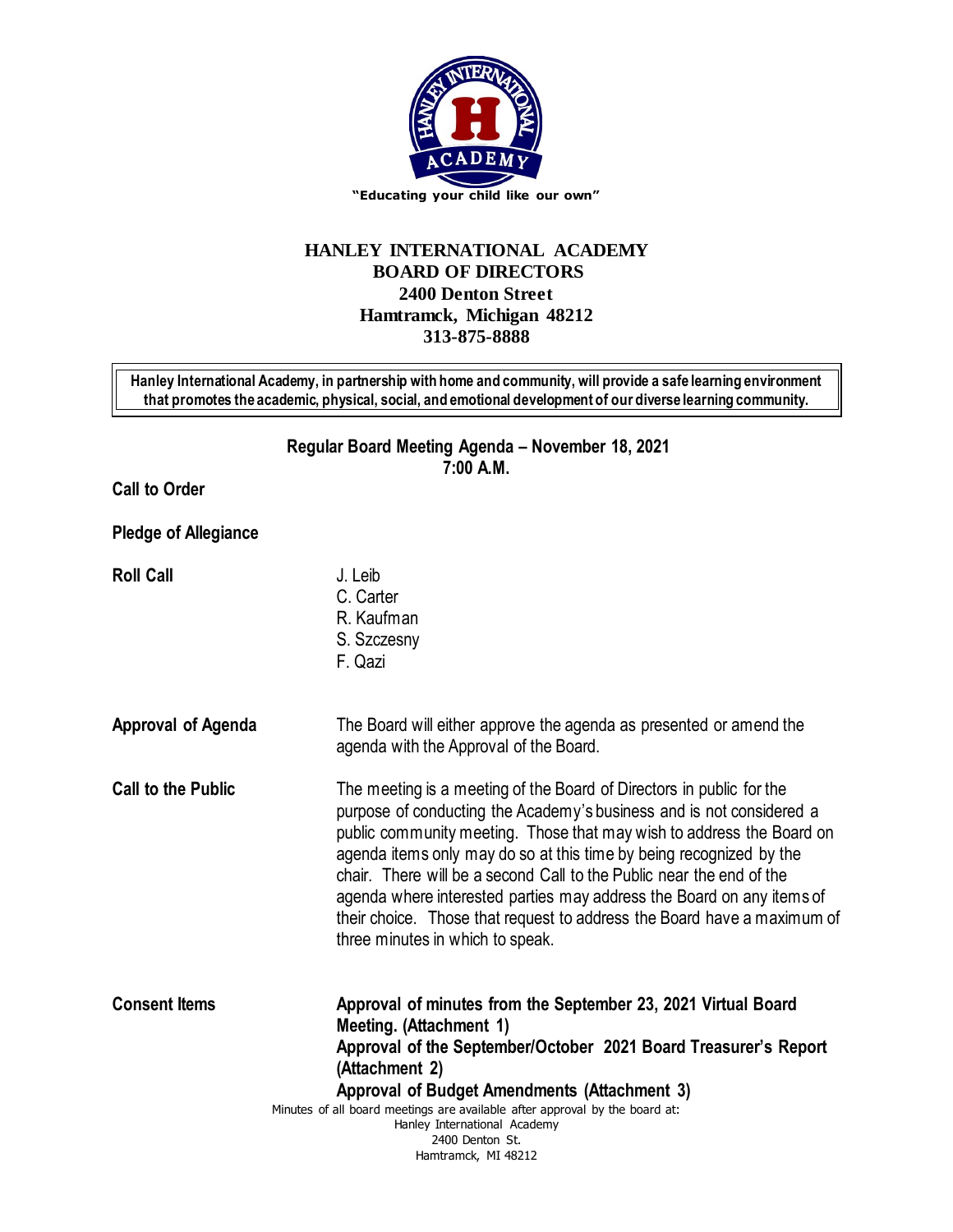"Educating your child like our own"

# HANLEY INTERNATIONAL ACADEMY
## BOARD OF DIRECTORS
**2400 Denton Street**
**Hamtramck, Michigan 48212**
**313-875-8888**

**Hanley International Academy, in partnership with home and community, will provide a safe learning environment that promotes the academic, physical, social, and emotional development of our diverse learning community.**

## Regular Board Meeting Agenda – November 18, 2021
**7:00 A.M.**

**Call to Order**

**Pledge of Allegiance**

**Roll Call**

J. Leib
C. Carter
R. Kaufman
S. Szczesny
F. Qazi

**Approval of Agenda**

The Board will either approve the agenda as presented or amend the agenda with the Approval of the Board.

**Call to the Public**

The meeting is a meeting of the Board of Directors in public for the purpose of conducting the Academy's business and is not considered a public community meeting. Those that may wish to address the Board on agenda items only may do so at this time by being recognized by the chair. There will be a second Call to the Public near the end of the agenda where interested parties may address the Board on any items of their choice. Those that request to address the Board have a maximum of three minutes in which to speak.

**Consent Items**

**Approval of minutes from the September 23, 2021 Virtual Board Meeting. (Attachment 1)**
**Approval of the September/October 2021 Board Treasurer's Report (Attachment 2)**
**Approval of Budget Amendments (Attachment 3)**

Minutes of all board meetings are available after approval by the board at:
Hanley International Academy
2400 Denton St.
Hamtramck, MI 48212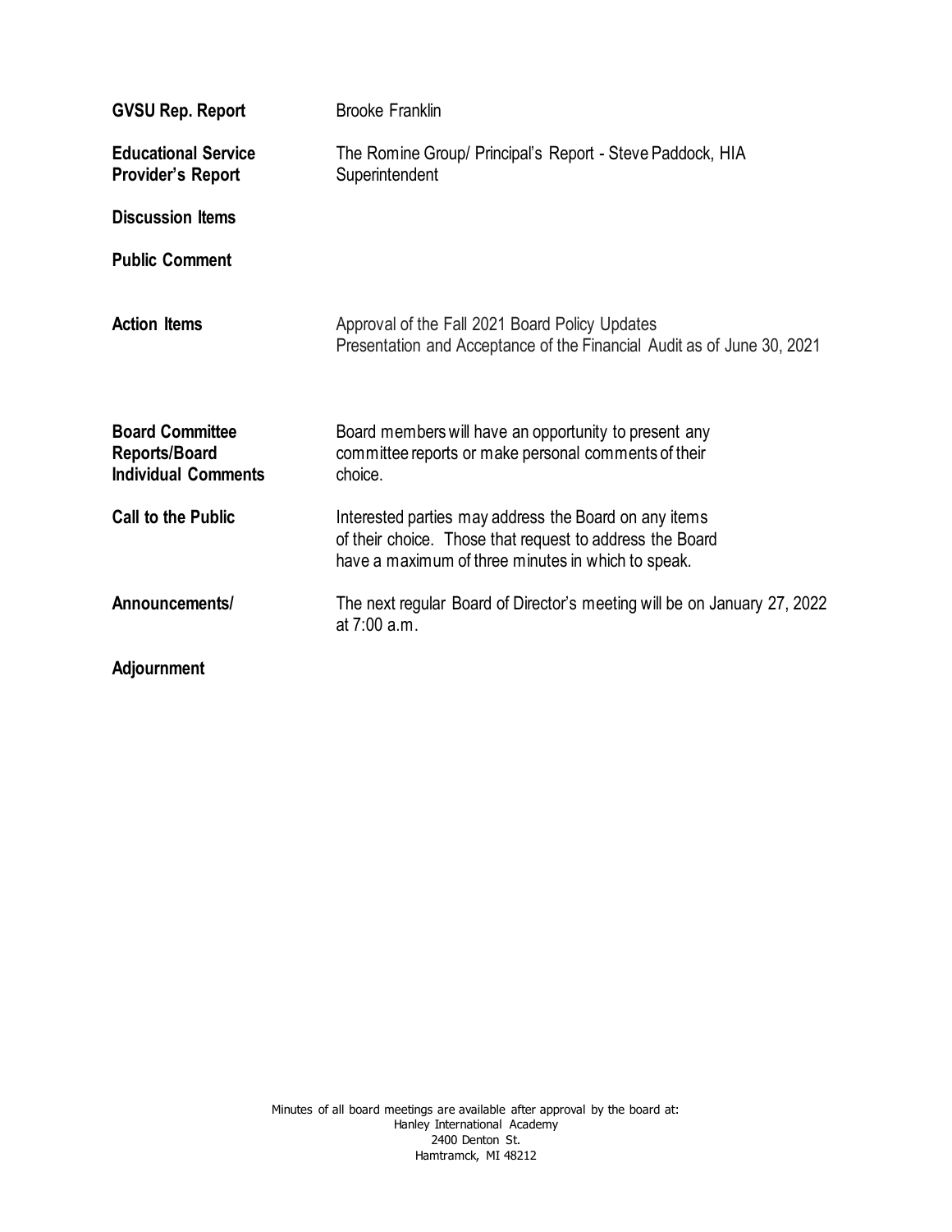**GVSU Rep. Report** Brooke Franklin

**Educational Service Provider's Report** The Romine Group/ Principal's Report - Steve Paddock, HIA Superintendent

**Discussion Items**

**Public Comment**

**Action Items** Approval of the Fall 2021 Board Policy Updates
Presentation and Acceptance of the Financial Audit as of June 30, 2021

**Board Committee Reports/Board Individual Comments** Board members will have an opportunity to present any committee reports or make personal comments of their choice.

**Call to the Public** Interested parties may address the Board on any items of their choice. Those that request to address the Board have a maximum of three minutes in which to speak.

**Announcements/** The next regular Board of Director's meeting will be on January 27, 2022 at 7:00 a.m.

**Adjournment**

Minutes of all board meetings are available after approval by the board at:
Hanley International Academy
2400 Denton St.
Hamtramck, MI 48212